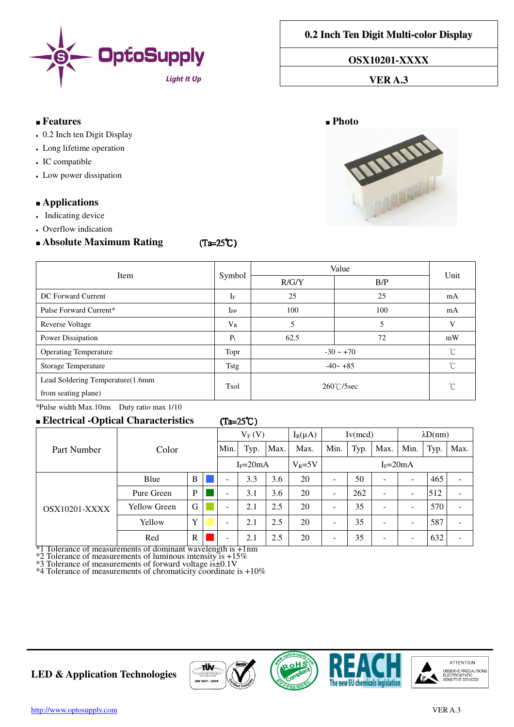# 0.2 Inch Ten Digit Multi-color Display

**OSX10201-XXXX**

**VER A.3**

## Features

- 0.2 Inch ten Digit Display
- Long lifetime operation
- IC compatible
- Low power dissipation

## Photo

## Applications

- Indicating device
- Overflow indication

## Absolute Maximum Rating (Ta=25℃)

| Item | Symbol | Value | | Unit |
|---|---|---|---|---|
| | | R/G/Y | B/P | |
| DC Forward Current | $I_F$ | 25 | 25 | mA |
| Pulse Forward Current* | $I_{FP}$ | 100 | 100 | mA |
| Reverse Voltage | $V_R$ | 5 | 5 | V |
| Power Dissipation | $P_t$ | 62.5 | 72 | mW |
| Operating Temperature | Topr | -30 ~ +70 | | ℃ |
| Storage Temperature | Tstg | -40~ +85 | | ℃ |
| Lead Soldering Temperature(1.6mm from seating plane) | Tsol | 260℃/5sec | | ℃ |

*Pulse width Max.10ms Duty ratio max 1/10

## Electrical -Optical Characteristics (Ta=25℃)

| Part Number | Color | | | $V_F$ (V) | | | $I_R$(μA) | Iv(mcd) | | | λD(nm) | | |
|---|---|---|---|---|---|---|---|---|---|---|---|---|---|
| | | | | Min. | Typ. | Max. | Max. | Min. | Typ. | Max. | Min. | Typ. | Max. |
| | | | | $I_F$=20mA | | | $V_R$=5V | $I_F$=20mA | | | | | |
| OSX10201-XXXX | Blue | B | | - | 3.3 | 3.6 | 20 | - | 50 | - | - | 465 | - |
| | Pure Green | P | | - | 3.1 | 3.6 | 20 | - | 262 | - | - | 512 | - |
| | Yellow Green | G | | - | 2.1 | 2.5 | 20 | - | 35 | - | - | 570 | - |
| | Yellow | Y | | - | 2.1 | 2.5 | 20 | - | 35 | - | - | 587 | - |
| | Red | R | | - | 2.1 | 2.5 | 20 | - | 35 | - | - | 632 | - |

*1 Tolerance of measurements of dominant wavelength is +1nm
*2 Tolerance of measurements of luminous intensity is +15%
*3 Tolerance of measurements of forward voltage is±0.1V
*4 Tolerance of measurements of chromaticity coordinate is +10%

**LED & Application Technologies**

http://www.optosupply.com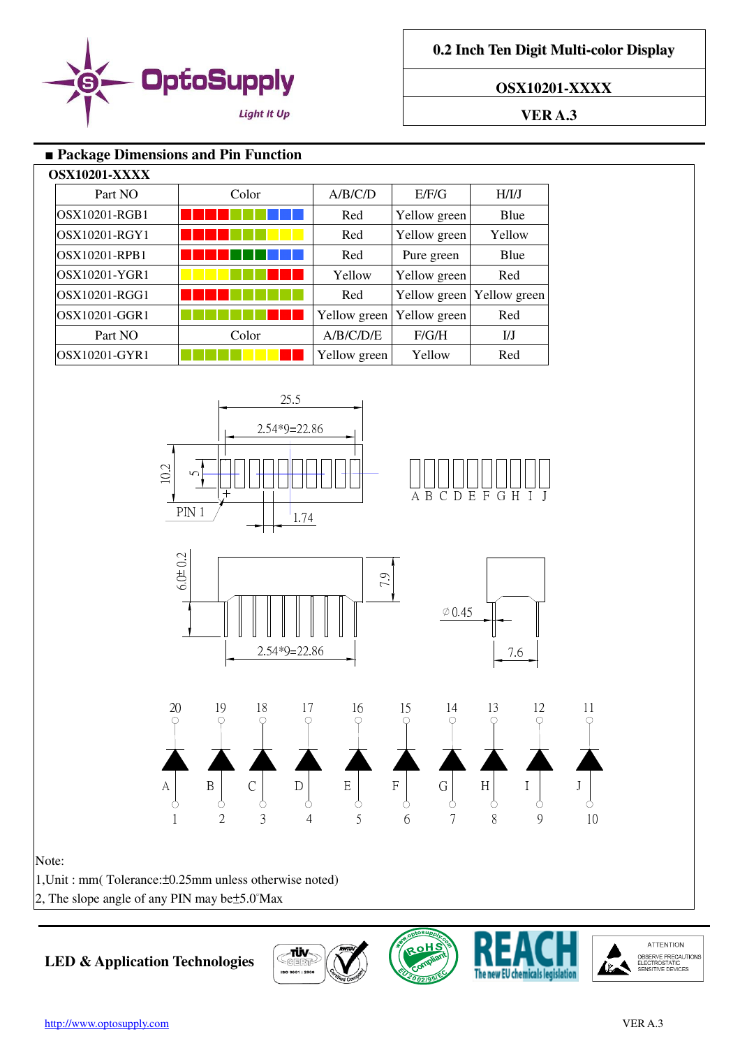**0.2 Inch Ten Digit Multi-color Display**

**OSX10201-XXXX**

**VER A.3**

## ■ Package Dimensions and Pin Function

**OSX10201-XXXX**

| Part NO | Color | A/B/C/D | E/F/G | H/I/J |
|---|---|---|---|---|
| OSX10201-RGB1 | | Red | Yellow green | Blue |
| OSX10201-RGY1 | | Red | Yellow green | Yellow |
| OSX10201-RPB1 | | Red | Pure green | Blue |
| OSX10201-YGR1 | | Yellow | Yellow green | Red |
| OSX10201-RGG1 | | Red | Yellow green | Yellow green |
| OSX10201-GGR1 | | Yellow green | Yellow green | Red |
| Part NO | Color | A/B/C/D/E | F/G/H | I/J |
| OSX10201-GYR1 | | Yellow green | Yellow | Red |

25.5
2.54*9=22.86
10.2
5
PIN 1
1.74
A B C D E F G H I J

6.0±0.2
7.9
2.54*9=22.86
∅0.45
7.6

20 19 18 17 16 15 14 13 12 11
A B C D E F G H I J
1 2 3 4 5 6 7 8 9 10

Note:
1,Unit : mm( Tolerance:±0.25mm unless otherwise noted)
2, The slope angle of any PIN may be±5.0°Max

**LED & Application Technologies**

http://www.optosupply.com